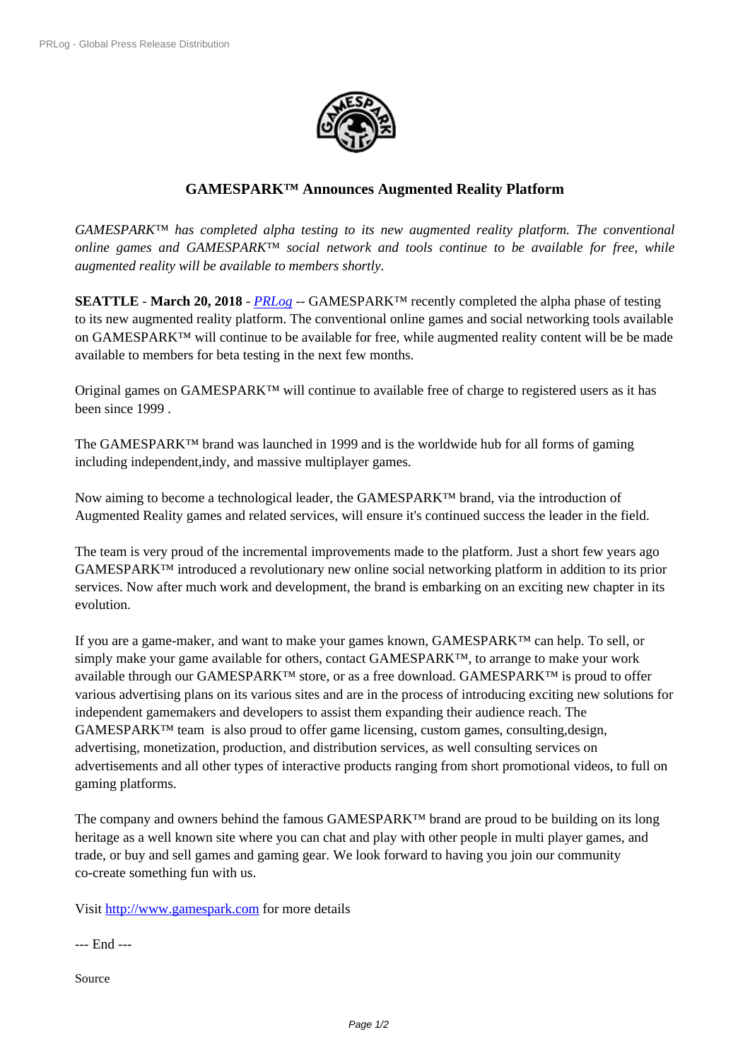# GAMESPARK™ Announces Augmented Reality Platform

*GAMESPARK™ has completed alpha testing to its new augmented reality platform. The conventional online games and GAMESPARK™ social network and tools continue to be available for free, while augmented reality will be available to members shortly.*

**SEATTLE** - **March 20, 2018** - *PRLog* -- GAMESPARK™ recently completed the alpha phase of testing to its new augmented reality platform. The conventional online games and social networking tools available on GAMESPARK™ will continue to be available for free, while augmented reality content will be be made available to members for beta testing in the next few months.

Original games on GAMESPARK™ will continue to available free of charge to registered users as it has been since 1999 .

The GAMESPARK™ brand was launched in 1999 and is the worldwide hub for all forms of gaming including independent,indy, and massive multiplayer games.

Now aiming to become a technological leader, the GAMESPARK™ brand, via the introduction of Augmented Reality games and related services, will ensure it's continued success the leader in the field.

The team is very proud of the incremental improvements made to the platform. Just a short few years ago GAMESPARK™ introduced a revolutionary new online social networking platform in addition to its prior services. Now after much work and development, the brand is embarking on an exciting new chapter in its evolution.

If you are a game-maker, and want to make your games known, GAMESPARK™ can help. To sell, or simply make your game available for others, contact GAMESPARK™, to arrange to make your work available through our GAMESPARK™ store, or as a free download. GAMESPARK™ is proud to offer various advertising plans on its various sites and are in the process of introducing exciting new solutions for independent gamemakers and developers to assist them expanding their audience reach. The GAMESPARK™ team is also proud to offer game licensing, custom games, consulting,design, advertising, monetization, production, and distribution services, as well consulting services on advertisements and all other types of interactive products ranging from short promotional videos, to full on gaming platforms.

The company and owners behind the famous GAMESPARK™ brand are proud to be building on its long heritage as a well known site where you can chat and play with other people in multi player games, and trade, or buy and sell games and gaming gear. We look forward to having you join our community co-create something fun with us.

Visit http://www.gamespark.com for more details

--- End ---

Source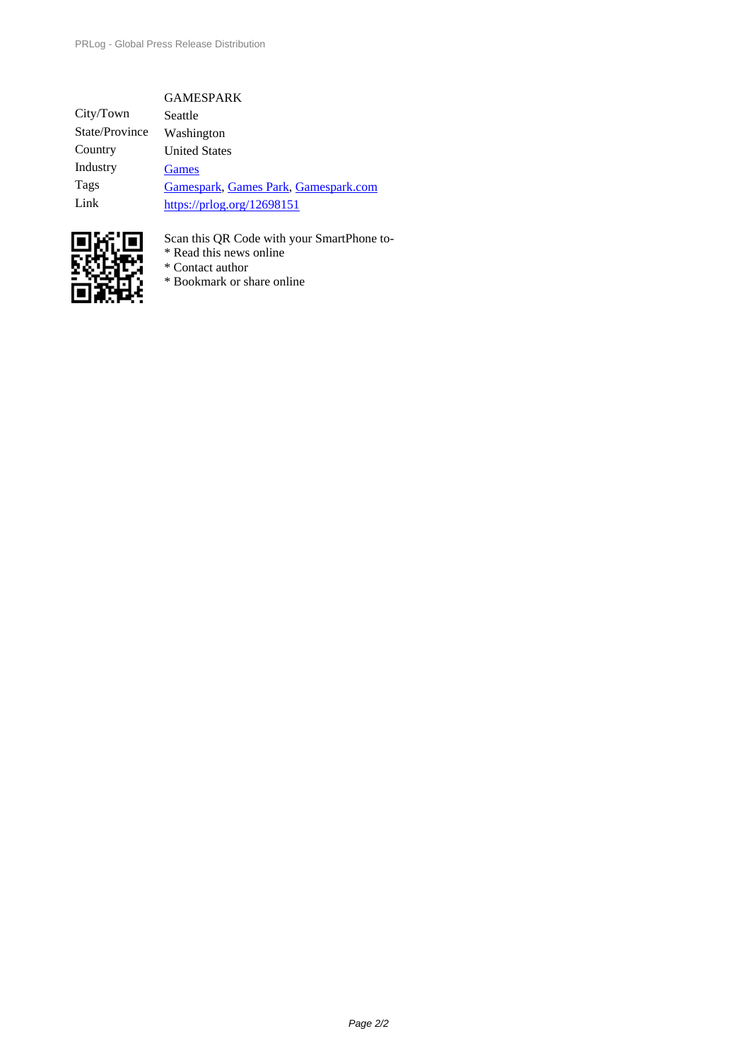| | GAMESPARK |
| --- | --- |
| City/Town | Seattle |
| State/Province | Washington |
| Country | United States |
| Industry | Games |
| Tags | Gamespark, Games Park, Gamespark.com |
| Link | https://prlog.org/12698151 |

Scan this QR Code with your SmartPhone to-
* Read this news online
* Contact author
* Bookmark or share online